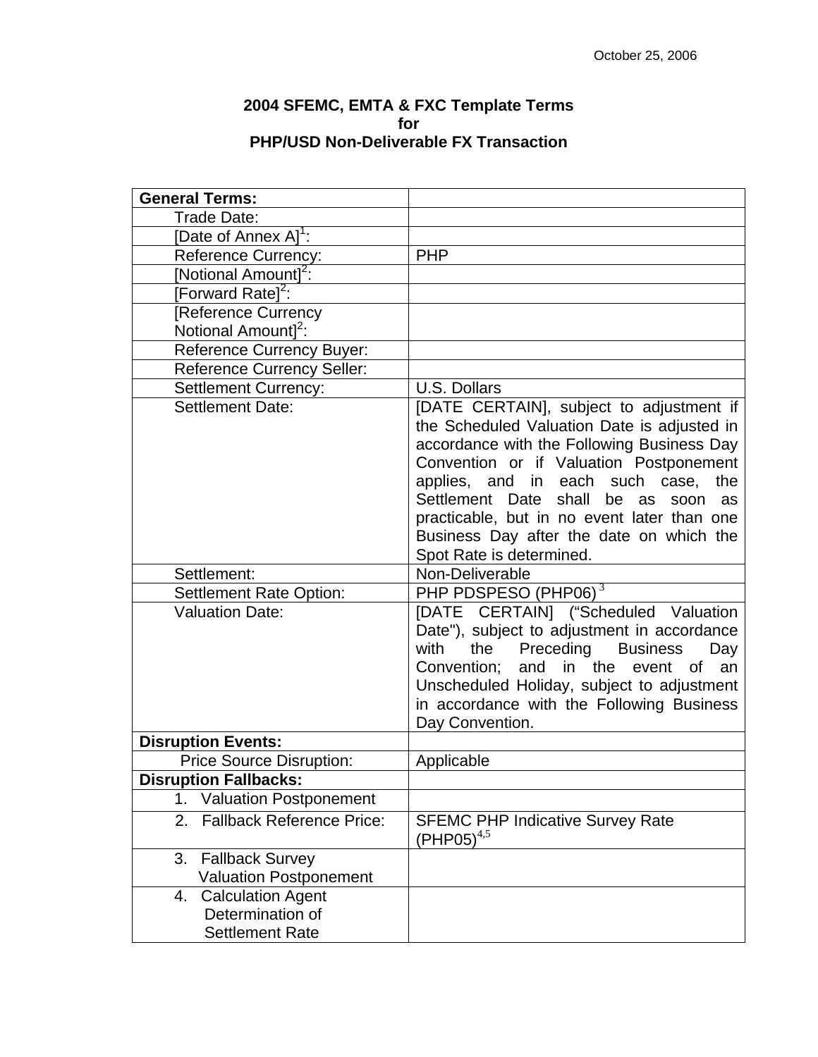October 25, 2006

**2004 SFEMC, EMTA & FXC Template Terms**
**for**
**PHP/USD Non-Deliverable FX Transaction**

| **General Terms:** | |
|---|---|
| Trade Date: | |
| [Date of Annex A][1]: | |
| Reference Currency: | PHP |
| [Notional Amount][2]: | |
| [Forward Rate][2]: | |
| [Reference Currency Notional Amount][2]: | |
| Reference Currency Buyer: | |
| Reference Currency Seller: | |
| Settlement Currency: | U.S. Dollars |
| Settlement Date: | [DATE CERTAIN], subject to adjustment if the Scheduled Valuation Date is adjusted in accordance with the Following Business Day Convention or if Valuation Postponement applies, and in each such case, the Settlement Date shall be as soon as practicable, but in no event later than one Business Day after the date on which the Spot Rate is determined. |
| Settlement: | Non-Deliverable |
| Settlement Rate Option: | PHP PDSPESO (PHP06) [3] |
| Valuation Date: | [DATE CERTAIN] ("Scheduled Valuation Date"), subject to adjustment in accordance with the Preceding Business Day Convention; and in the event of an Unscheduled Holiday, subject to adjustment in accordance with the Following Business Day Convention. |
| **Disruption Events:** | |
| Price Source Disruption: | Applicable |
| **Disruption Fallbacks:** | |
| 1. Valuation Postponement | |
| 2. Fallback Reference Price: | SFEMC PHP Indicative Survey Rate (PHP05)[4,5] |
| 3. Fallback Survey Valuation Postponement | |
| 4. Calculation Agent Determination of Settlement Rate | |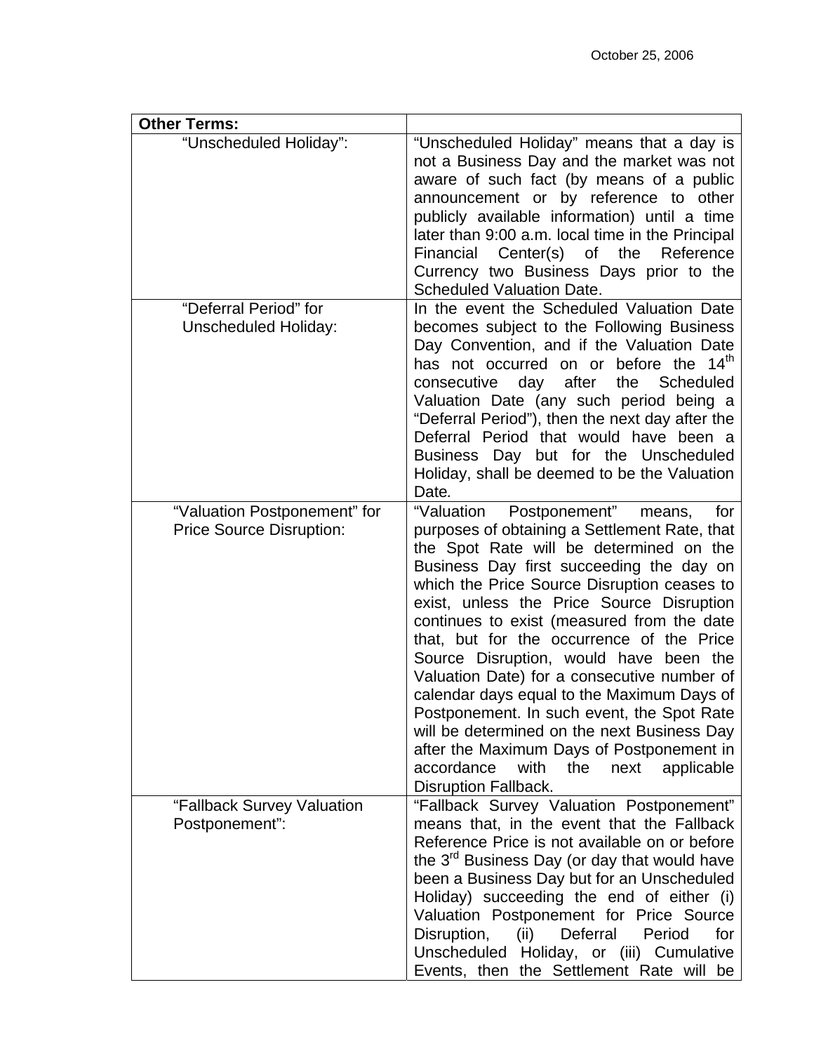| **Other Terms:** | |
|---|---|
| "Unscheduled Holiday": | "Unscheduled Holiday" means that a day is not a Business Day and the market was not aware of such fact (by means of a public announcement or by reference to other publicly available information) until a time later than 9:00 a.m. local time in the Principal Financial Center(s) of the Reference Currency two Business Days prior to the Scheduled Valuation Date. |
| "Deferral Period" for Unscheduled Holiday: | In the event the Scheduled Valuation Date becomes subject to the Following Business Day Convention, and if the Valuation Date has not occurred on or before the 14th consecutive day after the Scheduled Valuation Date (any such period being a "Deferral Period"), then the next day after the Deferral Period that would have been a Business Day but for the Unscheduled Holiday, shall be deemed to be the Valuation Date*.* |
| "Valuation Postponement" for Price Source Disruption: | "Valuation Postponement" means, for purposes of obtaining a Settlement Rate, that the Spot Rate will be determined on the Business Day first succeeding the day on which the Price Source Disruption ceases to exist, unless the Price Source Disruption continues to exist (measured from the date that, but for the occurrence of the Price Source Disruption, would have been the Valuation Date) for a consecutive number of calendar days equal to the Maximum Days of Postponement. In such event, the Spot Rate will be determined on the next Business Day after the Maximum Days of Postponement in accordance with the next applicable Disruption Fallback. |
| "Fallback Survey Valuation Postponement": | "Fallback Survey Valuation Postponement" means that, in the event that the Fallback Reference Price is not available on or before the 3rd Business Day (or day that would have been a Business Day but for an Unscheduled Holiday) succeeding the end of either (i) Valuation Postponement for Price Source Disruption, (ii) Deferral Period for Unscheduled Holiday, or (iii) Cumulative Events, then the Settlement Rate will be |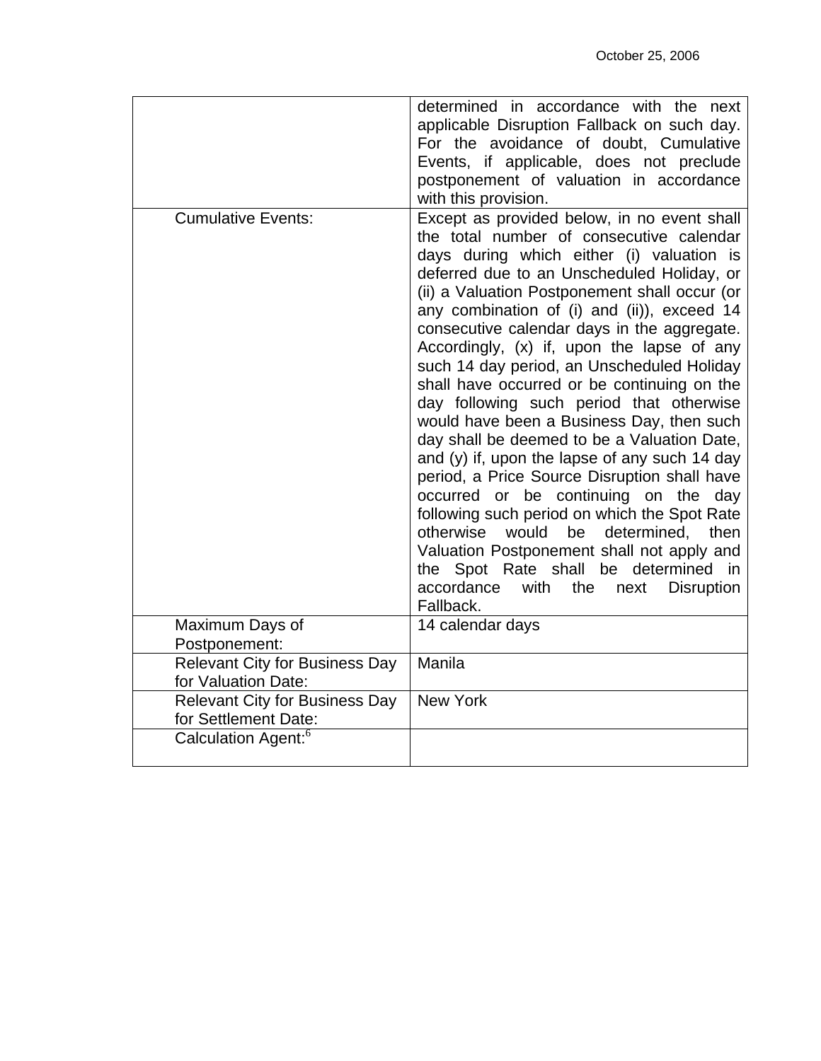October 25, 2006

| | |
|---|---|
| | determined in accordance with the next applicable Disruption Fallback on such day. For the avoidance of doubt, Cumulative Events, if applicable, does not preclude postponement of valuation in accordance with this provision. |
| Cumulative Events: | Except as provided below, in no event shall the total number of consecutive calendar days during which either (i) valuation is deferred due to an Unscheduled Holiday, or (ii) a Valuation Postponement shall occur (or any combination of (i) and (ii)), exceed 14 consecutive calendar days in the aggregate. Accordingly, (x) if, upon the lapse of any such 14 day period, an Unscheduled Holiday shall have occurred or be continuing on the day following such period that otherwise would have been a Business Day, then such day shall be deemed to be a Valuation Date, and (y) if, upon the lapse of any such 14 day period, a Price Source Disruption shall have occurred or be continuing on the day following such period on which the Spot Rate otherwise would be determined, then Valuation Postponement shall not apply and the Spot Rate shall be determined in accordance with the next Disruption Fallback. |
| Maximum Days of Postponement: | 14 calendar days |
| Relevant City for Business Day for Valuation Date: | Manila |
| Relevant City for Business Day for Settlement Date: | New York |
| Calculation Agent:[6] | |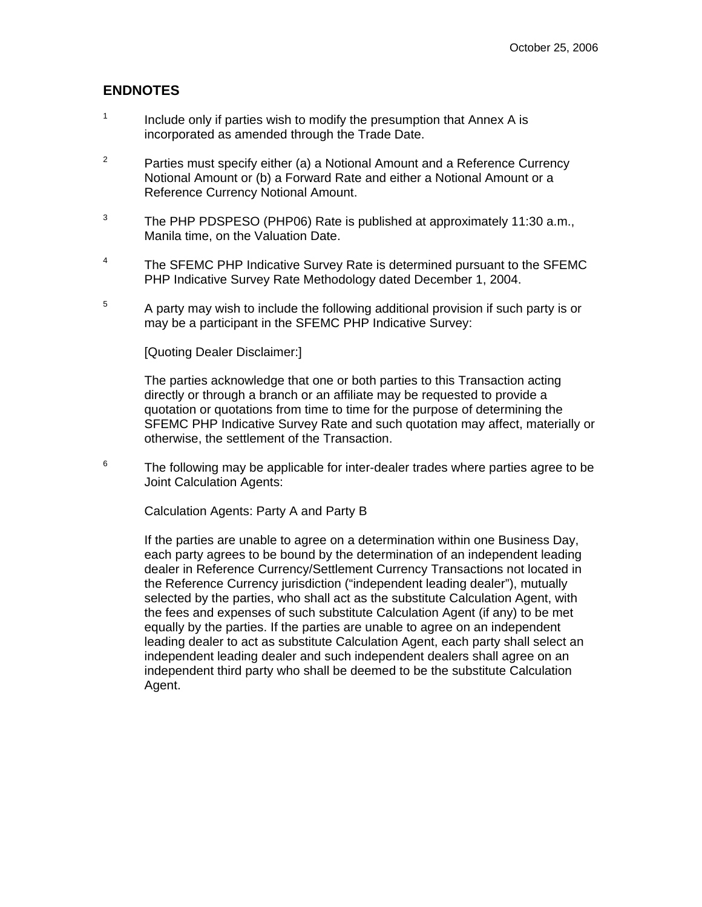October 25, 2006

## ENDNOTES

[1] Include only if parties wish to modify the presumption that Annex A is incorporated as amended through the Trade Date.

[2] Parties must specify either (a) a Notional Amount and a Reference Currency Notional Amount or (b) a Forward Rate and either a Notional Amount or a Reference Currency Notional Amount.

[3] The PHP PDSPESO (PHP06) Rate is published at approximately 11:30 a.m., Manila time, on the Valuation Date.

[4] The SFEMC PHP Indicative Survey Rate is determined pursuant to the SFEMC PHP Indicative Survey Rate Methodology dated December 1, 2004.

[5] A party may wish to include the following additional provision if such party is or may be a participant in the SFEMC PHP Indicative Survey:

[Quoting Dealer Disclaimer:]

The parties acknowledge that one or both parties to this Transaction acting directly or through a branch or an affiliate may be requested to provide a quotation or quotations from time to time for the purpose of determining the SFEMC PHP Indicative Survey Rate and such quotation may affect, materially or otherwise, the settlement of the Transaction.

[6] The following may be applicable for inter-dealer trades where parties agree to be Joint Calculation Agents:

Calculation Agents: Party A and Party B

If the parties are unable to agree on a determination within one Business Day, each party agrees to be bound by the determination of an independent leading dealer in Reference Currency/Settlement Currency Transactions not located in the Reference Currency jurisdiction ("independent leading dealer"), mutually selected by the parties, who shall act as the substitute Calculation Agent, with the fees and expenses of such substitute Calculation Agent (if any) to be met equally by the parties. If the parties are unable to agree on an independent leading dealer to act as substitute Calculation Agent, each party shall select an independent leading dealer and such independent dealers shall agree on an independent third party who shall be deemed to be the substitute Calculation Agent.